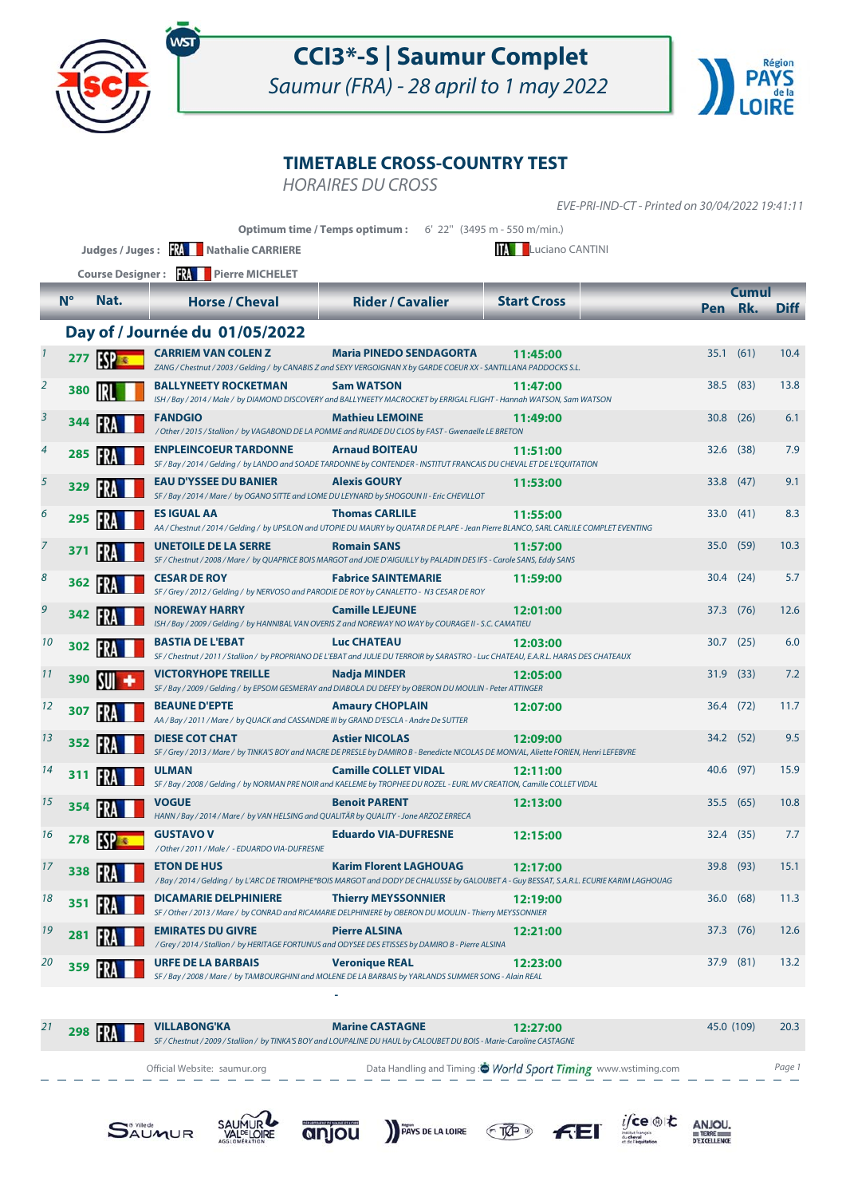# CCI3*-S | Saumur Complet

*Saumur (FRA) - 28 april to 1 may 2022*

## TIMETABLE CROSS-COUNTRY TEST

*HORAIRES DU CROSS*

*EVE-PRI-IND-CT - Printed on 30/04/2022 19:41:11*

**Optimum time / Temps optimum :** 6' 22'' (3495 m - 550 m/min.)

**Judges / Juges :** FRA Nathalie CARRIERE — ITA Luciano CANTINI

**Course Designer :** FRA Pierre MICHELET

### Day of / Journée du 01/05/2022

| | N° | Nat. | Horse / Cheval | Rider / Cavalier | Start Cross | Cumul Pen | Cumul Rk. | Diff |
|---|---|---|---|---|---|---|---|---|
| 1 | 277 | ESP | **CARRIEM VAN COLEN Z**<br>ZANG / Chestnut / 2003 / Gelding / by CANABIS Z and SEXY VERGOIGNAN X by GARDE COEUR XX - SANTILLANA PADDOCKS S.L. | **Maria PINEDO SENDAGORTA** | 11:45:00 | 35.1 | (61) | 10.4 |
| 2 | 380 | IRL | **BALLYNEETY ROCKETMAN**<br>ISH / Bay / 2014 / Male / by DIAMOND DISCOVERY and BALLYNEETY MACROCKET by ERRIGAL FLIGHT - Hannah WATSON, Sam WATSON | **Sam WATSON** | 11:47:00 | 38.5 | (83) | 13.8 |
| 3 | 344 | FRA | **FANDGIO**<br>/ Other / 2015 / Stallion / by VAGABOND DE LA POMME and RUADE DU CLOS by FAST - Gwenaelle LE BRETON | **Mathieu LEMOINE** | 11:49:00 | 30.8 | (26) | 6.1 |
| 4 | 285 | FRA | **ENPLEINCOEUR TARDONNE**<br>SF / Bay / 2014 / Gelding / by LANDO and SOADE TARDONNE by CONTENDER - INSTITUT FRANCAIS DU CHEVAL ET DE L'EQUITATION | **Arnaud BOITEAU** | 11:51:00 | 32.6 | (38) | 7.9 |
| 5 | 329 | FRA | **EAU D'YSSEE DU BANIER**<br>SF / Bay / 2014 / Mare / by OGANO SITTE and LOME DU LEYNARD by SHOGOUN II - Eric CHEVILLOT | **Alexis GOURY** | 11:53:00 | 33.8 | (47) | 9.1 |
| 6 | 295 | FRA | **ES IGUAL AA**<br>AA / Chestnut / 2014 / Gelding / by UPSILON and UTOPIE DU MAURY by QUATAR DE PLAPE - Jean Pierre BLANCO, SARL CARLILE COMPLET EVENTING | **Thomas CARLILE** | 11:55:00 | 33.0 | (41) | 8.3 |
| 7 | 371 | FRA | **UNETOILE DE LA SERRE**<br>SF / Chestnut / 2008 / Mare / by QUAPRICE BOIS MARGOT and JOIE D'AIGUILLY by PALADIN DES IFS - Carole SANS, Eddy SANS | **Romain SANS** | 11:57:00 | 35.0 | (59) | 10.3 |
| 8 | 362 | FRA | **CESAR DE ROY**<br>SF / Grey / 2012 / Gelding / by NERVOSO and PARODIE DE ROY by CANALETTO - N3 CESAR DE ROY | **Fabrice SAINTEMARIE** | 11:59:00 | 30.4 | (24) | 5.7 |
| 9 | 342 | FRA | **NOREWAY HARRY**<br>ISH / Bay / 2009 / Gelding / by HANNIBAL VAN OVERIS Z and NOREWAY NO WAY by COURAGE II - S.C. CAMATIEU | **Camille LEJEUNE** | 12:01:00 | 37.3 | (76) | 12.6 |
| 10 | 302 | FRA | **BASTIA DE L'EBAT**<br>SF / Chestnut / 2011 / Stallion / by PROPRIANO DE L'EBAT and JULIE DU TERROIR by SARASTRO - Luc CHATEAU, E.A.R.L. HARAS DES CHATEAUX | **Luc CHATEAU** | 12:03:00 | 30.7 | (25) | 6.0 |
| 11 | 390 | SUI | **VICTORYHOPE TREILLE**<br>SF / Bay / 2009 / Gelding / by EPSOM GESMERAY and DIABOLA DU DEFEY by OBERON DU MOULIN - Peter ATTINGER | **Nadja MINDER** | 12:05:00 | 31.9 | (33) | 7.2 |
| 12 | 307 | FRA | **BEAUNE D'EPTE**<br>AA / Bay / 2011 / Mare / by QUACK and CASSANDRE III by GRAND D'ESCLA - Andre De SUTTER | **Amaury CHOPLAIN** | 12:07:00 | 36.4 | (72) | 11.7 |
| 13 | 352 | FRA | **DIESE COT CHAT**<br>SF / Grey / 2013 / Mare / by TINKA'S BOY and NACRE DE PRESLE by DAMIRO B - Benedicte NICOLAS DE MONVAL, Aliette FORIEN, Henri LEFEBVRE | **Astier NICOLAS** | 12:09:00 | 34.2 | (52) | 9.5 |
| 14 | 311 | FRA | **ULMAN**<br>SF / Bay / 2008 / Gelding / by NORMAN PRE NOIR and KAELEME by TROPHEE DU ROZEL - EURL MV CREATION, Camille COLLET VIDAL | **Camille COLLET VIDAL** | 12:11:00 | 40.6 | (97) | 15.9 |
| 15 | 354 | FRA | **VOGUE**<br>HANN / Bay / 2014 / Mare / by VAN HELSING and QUALITÄR by QUALITY - Jone ARZOZ ERRECA | **Benoit PARENT** | 12:13:00 | 35.5 | (65) | 10.8 |
| 16 | 278 | ESP | **GUSTAVO V**<br>/ Other / 2011 / Male / - EDUARDO VIA-DUFRESNE | **Eduardo VIA-DUFRESNE** | 12:15:00 | 32.4 | (35) | 7.7 |
| 17 | 338 | FRA | **ETON DE HUS**<br>/ Bay / 2014 / Gelding / by L'ARC DE TRIOMPHE*BOIS MARGOT and DODY DE CHALUSSE by GALOUBET A - Guy BESSAT, S.A.R.L. ECURIE KARIM LAGHOUAG | **Karim Florent LAGHOUAG** | 12:17:00 | 39.8 | (93) | 15.1 |
| 18 | 351 | FRA | **DICAMARIE DELPHINIERE**<br>SF / Other / 2013 / Mare / by CONRAD and RICAMARIE DELPHINIERE by OBERON DU MOULIN - Thierry MEYSSONNIER | **Thierry MEYSSONNIER** | 12:19:00 | 36.0 | (68) | 11.3 |
| 19 | 281 | FRA | **EMIRATES DU GIVRE**<br>/ Grey / 2014 / Stallion / by HERITAGE FORTUNUS and ODYSEE DES ETISSES by DAMIRO B - Pierre ALSINA | **Pierre ALSINA** | 12:21:00 | 37.3 | (76) | 12.6 |
| 20 | 359 | FRA | **URFE DE LA BARBAIS**<br>SF / Bay / 2008 / Mare / by TAMBOURGHINI and MOLENE DE LA BARBAIS by YARLANDS SUMMER SONG - Alain REAL | **Veronique REAL** | 12:23:00 | 37.9 | (81) | 13.2 |
| | | | - | | | | | |
| 21 | 298 | FRA | **VILLABONG'KA**<br>SF / Chestnut / 2009 / Stallion / by TINKA'S BOY and LOUPALINE DU HAUL by CALOUBET DU BOIS - Marie-Caroline CASTAGNE | **Marine CASTAGNE** | 12:27:00 | 45.0 | (109) | 20.3 |

Official Website: saumur.org — Data Handling and Timing : World Sport Timing www.wstiming.com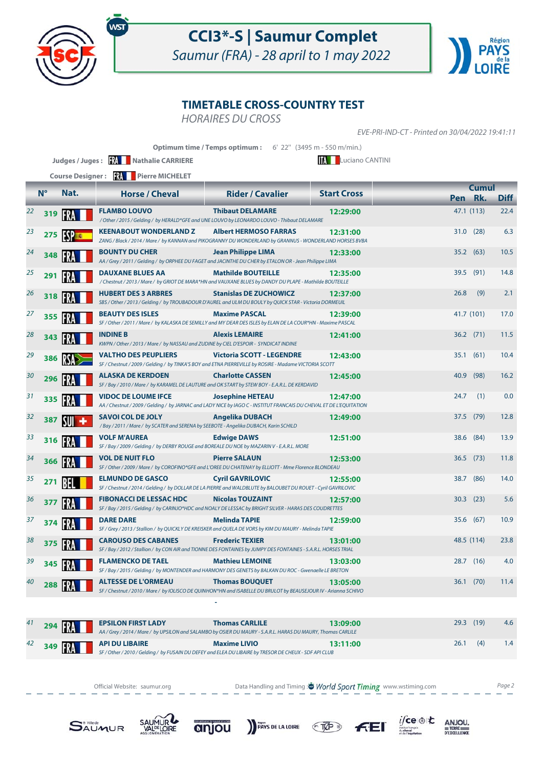# CCI3*-S | Saumur Complet

*Saumur (FRA) - 28 april to 1 may 2022*

## TIMETABLE CROSS-COUNTRY TEST

*HORAIRES DU CROSS*

*EVE-PRI-IND-CT - Printed on 30/04/2022 19:41:11*

**Optimum time / Temps optimum :** 6' 22'' (3495 m - 550 m/min.)

**Judges / Juges :** FRA Nathalie CARRIERE — ITA Luciano CANTINI

**Course Designer :** FRA Pierre MICHELET

| | N° | Nat. | Horse / Cheval | Rider / Cavalier | Start Cross | Cumul Pen | Rk. | Diff |
|---|---|---|---|---|---|---|---|---|
| 22 | 319 | FRA | **FLAMBO LOUVO** *​/ Other / 2015 / Gelding / by HERALD\*GFE and UNE LOUVO by LEONARDO LOUVO - Thibaut DELAMARE* | **Thibaut DELAMARE** | **12:29:00** | 47.1 | (113) | 22.4 |
| 23 | 275 | ESP | **KEENABOUT WONDERLAND Z** *ZANG / Black / 2014 / Mare / by KANNAN and PIKOGRANNY DU WONDERLAND by GRANNUS - WONDERLAND HORSES BVBA* | **Albert HERMOSO FARRAS** | **12:31:00** | 31.0 | (28) | 6.3 |
| 24 | 348 | FRA | **BOUNTY DU CHER** *AA / Grey / 2011 / Gelding / by ORPHEE DU FAGET and JACINTHE DU CHER by ETALON OR - Jean Philippe LIMA* | **Jean Philippe LIMA** | **12:33:00** | 35.2 | (63) | 10.5 |
| 25 | 291 | FRA | **DAUXANE BLUES AA** *​/ Chestnut / 2013 / Mare / by GRIOT DE MARA\*HN and VAUXANE BLUES by DANDY DU PLAPE - Mathilde BOUTEILLE* | **Mathilde BOUTEILLE** | **12:35:00** | 39.5 | (91) | 14.8 |
| 26 | 318 | FRA | **HUBERT DES 3 ARBRES** *SBS / Other / 2013 / Gelding / by TROUBADOUR D'AUREL and ULM DU BOULY by QUICK STAR - Victoria DORMEUIL* | **Stanislas DE ZUCHOWICZ** | **12:37:00** | 26.8 | (9) | 2.1 |
| 27 | 355 | FRA | **BEAUTY DES ISLES** *SF / Other / 2011 / Mare / by KALASKA DE SEMILLY and MY DEAR DES ISLES by ELAN DE LA COUR\*HN - Maxime PASCAL* | **Maxime PASCAL** | **12:39:00** | 41.7 | (101) | 17.0 |
| 28 | 343 | FRA | **INDINE B** *KWPN / Other / 2013 / Mare / by NASSAU and ZUDINE by CIEL D'ESPOIR - SYNDICAT INDINE* | **Alexis LEMAIRE** | **12:41:00** | 36.2 | (71) | 11.5 |
| 29 | 386 | RSA | **VALTHO DES PEUPLIERS** *SF / Chestnut / 2009 / Gelding / by TINKA'S BOY and ETNA PIERREVILLE by ROSIRE - Madame VICTORIA SCOTT* | **Victoria SCOTT - LEGENDRE** | **12:43:00** | 35.1 | (61) | 10.4 |
| 30 | 296 | FRA | **ALASKA DE KERDOEN** *SF / Bay / 2010 / Mare / by KARAMEL DE LAUTURE and OK START by STEW BOY - E.A.R.L. DE KERDAVID* | **Charlotte CASSEN** | **12:45:00** | 40.9 | (98) | 16.2 |
| 31 | 335 | FRA | **VIDOC DE LOUME IFCE** *AA / Chestnut / 2009 / Gelding / by JARNAC and LADY NICE by IAGO C - INSTITUT FRANCAIS DU CHEVAL ET DE L'EQUITATION* | **Josephine HETEAU** | **12:47:00** | 24.7 | (1) | 0.0 |
| 32 | 387 | SUI | **SAVOI COL DE JOLY** *​/ Bay / 2011 / Mare / by SCATER and SERENA by SEEBOTE - Angelika DUBACH, Karin SCHILD* | **Angelika DUBACH** | **12:49:00** | 37.5 | (79) | 12.8 |
| 33 | 316 | FRA | **VOLF M'AUREA** *SF / Bay / 2009 / Gelding / by DERBY ROUGE and BOREALE DU NOE by MAZARIN V - E.A.R.L. MORE* | **Edwige DAWS** | **12:51:00** | 38.6 | (84) | 13.9 |
| 34 | 366 | FRA | **VOL DE NUIT FLO** *SF / Other / 2009 / Mare / by COROFINO\*GFE and L'OREE DU CHATENAY by ELLIOTT - Mme Florence BLONDEAU* | **Pierre SALAUN** | **12:53:00** | 36.5 | (73) | 11.8 |
| 35 | 271 | BEL | **ELMUNDO DE GASCO** *SF / Chestnut / 2014 / Gelding / by DOLLAR DE LA PIERRE and WALDBLUTE by BALOUBET DU ROUET - Cyril GAVRILOVIC* | **Cyril GAVRILOVIC** | **12:55:00** | 38.7 | (86) | 14.0 |
| 36 | 377 | FRA | **FIBONACCI DE LESSAC HDC** *SF / Bay / 2015 / Gelding / by CARINJO\*HDC and NOALY DE LESSAC by BRIGHT SILVER - HARAS DES COUDRETTES* | **Nicolas TOUZAINT** | **12:57:00** | 30.3 | (23) | 5.6 |
| 37 | 374 | FRA | **DARE DARE** *SF / Grey / 2013 / Stallion / by QUICKLY DE KREISKER and QUELA DE VORS by KIM DU MAURY - Melinda TAPIE* | **Melinda TAPIE** | **12:59:00** | 35.6 | (67) | 10.9 |
| 38 | 375 | FRA | **CAROUSO DES CABANES** *SF / Bay / 2012 / Stallion / by CON AIR and TIONNE DES FONTAINES by JUMPY DES FONTAINES - S.A.R.L. HORSES TRIAL* | **Frederic TEXIER** | **13:01:00** | 48.5 | (114) | 23.8 |
| 39 | 345 | FRA | **FLAMENCKO DE TAEL** *SF / Bay / 2015 / Gelding / by MONTENDER and HARMONY DES GENETS by BALKAN DU ROC - Gwenaelle LE BRETON* | **Mathieu LEMOINE** | **13:03:00** | 28.7 | (16) | 4.0 |
| 40 | 288 | FRA | **ALTESSE DE L'ORMEAU** *SF / Chestnut / 2010 / Mare / by IOLISCO DE QUINHON\*HN and ISABELLE DU BRULOT by BEAUSEJOUR IV - Arianna SCHIVO* | **Thomas BOUQUET** | **13:05:00** | 36.1 | (70) | 11.4 |
| | | | - | | | | | |
| 41 | 294 | FRA | **EPSILON FIRST LADY** *AA / Grey / 2014 / Mare / by UPSILON and SALAMBO by OSIER DU MAURY - S.A.R.L. HARAS DU MAURY, Thomas CARLILE* | **Thomas CARLILE** | **13:09:00** | 29.3 | (19) | 4.6 |
| 42 | 349 | FRA | **API DU LIBAIRE** *SF / Other / 2010 / Gelding / by FUSAIN DU DEFEY and ELEA DU LIBAIRE by TRESOR DE CHEUX - SDF API CLUB* | **Maxime LIVIO** | **13:11:00** | 26.1 | (4) | 1.4 |

Official Website: saumur.org — Data Handling and Timing : World Sport Timing www.wstiming.com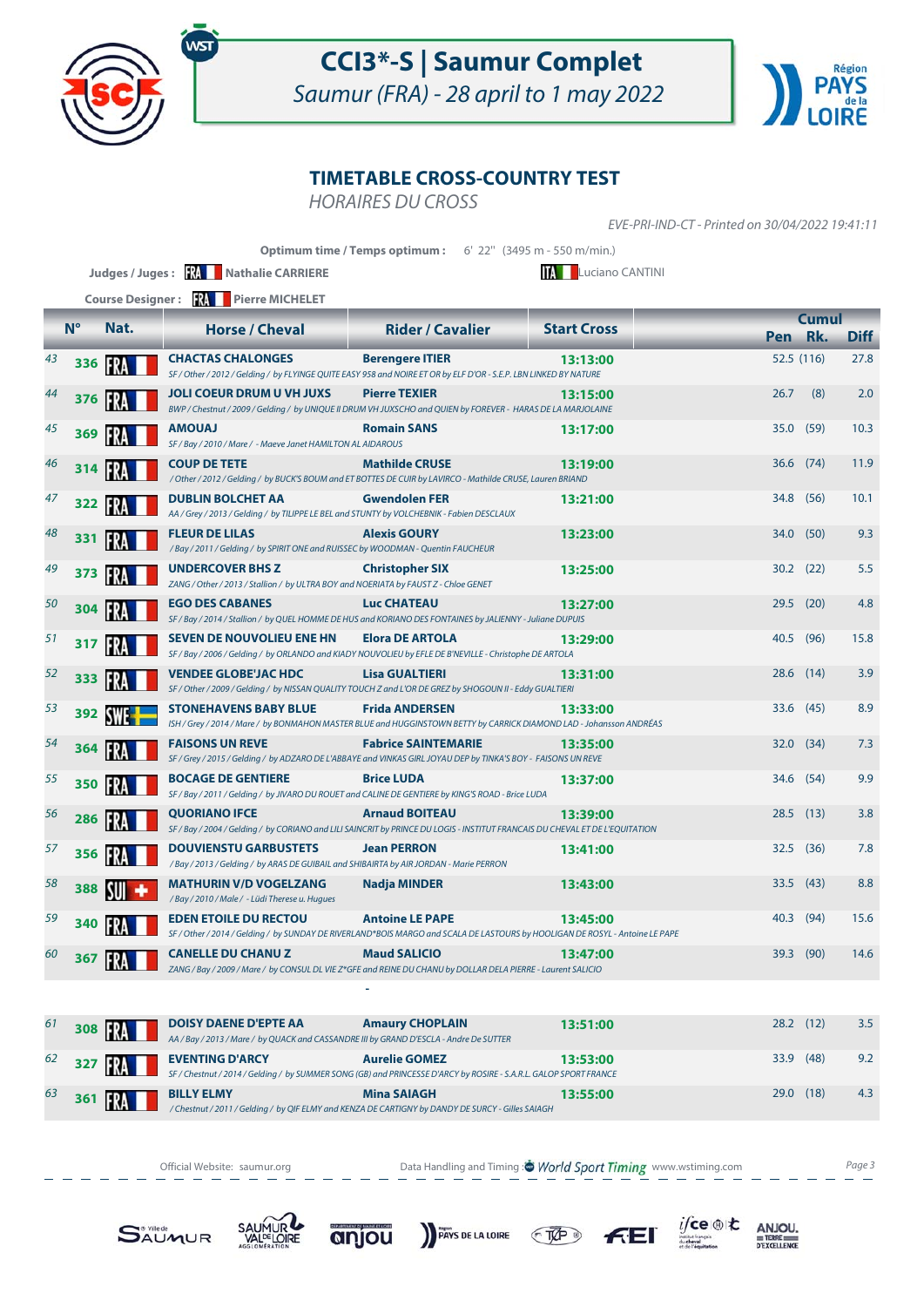# CCI3*-S | Saumur Complet

*Saumur (FRA) - 28 april to 1 may 2022*

## TIMETABLE CROSS-COUNTRY TEST

*HORAIRES DU CROSS*

*EVE-PRI-IND-CT - Printed on 30/04/2022 19:41:11*

**Optimum time / Temps optimum :** 6' 22'' (3495 m - 550 m/min.)

**Judges / Juges :** FRA Nathalie CARRIERE — ITA Luciano CANTINI

**Course Designer :** FRA Pierre MICHELET

| | N° | Nat. | Horse / Cheval | Rider / Cavalier | Start Cross | Cumul Pen | Rk. | Diff |
|---|---|---|---|---|---|---|---|---|
| 43 | 336 | FRA | **CHACTAS CHALONGES**<br>*SF / Other / 2012 / Gelding / by FLYINGE QUITE EASY 958 and NOIRE ET OR by ELF D'OR - S.E.P. LBN LINKED BY NATURE* | **Berengere ITIER** | 13:13:00 | 52.5 | (116) | 27.8 |
| 44 | 376 | FRA | **JOLI COEUR DRUM U VH JUXS**<br>*BWP / Chestnut / 2009 / Gelding / by UNIQUE II DRUM VH JUXSCHO and QUIEN by FOREVER - HARAS DE LA MARJOLAINE* | **Pierre TEXIER** | 13:15:00 | 26.7 | (8) | 2.0 |
| 45 | 369 | FRA | **AMOUAJ**<br>*SF / Bay / 2010 / Mare / - Maeve Janet HAMILTON AL AIDAROUS* | **Romain SANS** | 13:17:00 | 35.0 | (59) | 10.3 |
| 46 | 314 | FRA | **COUP DE TETE**<br>*/ Other / 2012 / Gelding / by BUCK'S BOUM and ET BOTTES DE CUIR by LAVIRCO - Mathilde CRUSE, Lauren BRIAND* | **Mathilde CRUSE** | 13:19:00 | 36.6 | (74) | 11.9 |
| 47 | 322 | FRA | **DUBLIN BOLCHET AA**<br>*AA / Grey / 2013 / Gelding / by TILIPPE LE BEL and STUNTY by VOLCHEBNIK - Fabien DESCLAUX* | **Gwendolen FER** | 13:21:00 | 34.8 | (56) | 10.1 |
| 48 | 331 | FRA | **FLEUR DE LILAS**<br>*/ Bay / 2011 / Gelding / by SPIRIT ONE and RUISSEC by WOODMAN - Quentin FAUCHEUR* | **Alexis GOURY** | 13:23:00 | 34.0 | (50) | 9.3 |
| 49 | 373 | FRA | **UNDERCOVER BHS Z**<br>*ZANG / Other / 2013 / Stallion / by ULTRA BOY and NOERIATA by FAUST Z - Chloe GENET* | **Christopher SIX** | 13:25:00 | 30.2 | (22) | 5.5 |
| 50 | 304 | FRA | **EGO DES CABANES**<br>*SF / Bay / 2014 / Stallion / by QUEL HOMME DE HUS and KORIANO DES FONTAINES by JALIENNY - Juliane DUPUIS* | **Luc CHATEAU** | 13:27:00 | 29.5 | (20) | 4.8 |
| 51 | 317 | FRA | **SEVEN DE NOUVOLIEU ENE HN**<br>*SF / Bay / 2006 / Gelding / by ORLANDO and KIADY NOUVOLIEU by EFLE DE B'NEVILLE - Christophe DE ARTOLA* | **Elora DE ARTOLA** | 13:29:00 | 40.5 | (96) | 15.8 |
| 52 | 333 | FRA | **VENDEE GLOBE'JAC HDC**<br>*SF / Other / 2009 / Gelding / by NISSAN QUALITY TOUCH Z and L'OR DE GREZ by SHOGOUN II - Eddy GUALTIERI* | **Lisa GUALTIERI** | 13:31:00 | 28.6 | (14) | 3.9 |
| 53 | 392 | SWE | **STONEHAVENS BABY BLUE**<br>*ISH / Grey / 2014 / Mare / by BONMAHON MASTER BLUE and HUGGINSTOWN BETTY by CARRICK DIAMOND LAD - Johansson ANDRÉAS* | **Frida ANDERSEN** | 13:33:00 | 33.6 | (45) | 8.9 |
| 54 | 364 | FRA | **FAISONS UN REVE**<br>*SF / Grey / 2015 / Gelding / by ADZARO DE L'ABBAYE and VINKAS GIRL JOYAU DEP by TINKA'S BOY - FAISONS UN REVE* | **Fabrice SAINTEMARIE** | 13:35:00 | 32.0 | (34) | 7.3 |
| 55 | 350 | FRA | **BOCAGE DE GENTIERE**<br>*SF / Bay / 2011 / Gelding / by JIVARO DU ROUET and CALINE DE GENTIERE by KING'S ROAD - Brice LUDA* | **Brice LUDA** | 13:37:00 | 34.6 | (54) | 9.9 |
| 56 | 286 | FRA | **QUORIANO IFCE**<br>*SF / Bay / 2004 / Gelding / by CORIANO and LILI SANCRIT by PRINCE DU LOGIS - INSTITUT FRANCAIS DU CHEVAL ET DE L'EQUITATION* | **Arnaud BOITEAU** | 13:39:00 | 28.5 | (13) | 3.8 |
| 57 | 356 | FRA | **DOUVIENSTU GARBUSTETS**<br>*/ Bay / 2013 / Gelding / by ARAS DE GUIBAIL and SHIBAIRTA by AIR JORDAN - Marie PERRON* | **Jean PERRON** | 13:41:00 | 32.5 | (36) | 7.8 |
| 58 | 388 | SUI | **MATHURIN V/D VOGELZANG**<br>*/ Bay / 2010 / Male / - Lüdi Therese u. Hugues* | **Nadja MINDER** | 13:43:00 | 33.5 | (43) | 8.8 |
| 59 | 340 | FRA | **EDEN ETOILE DU RECTOU**<br>*SF / Other / 2014 / Gelding / by SUNDAY DE RIVERLAND\*BOIS MARGO and SCALA DE LASTOURS by HOOLIGAN DE ROSYL - Antoine LE PAPE* | **Antoine LE PAPE** | 13:45:00 | 40.3 | (94) | 15.6 |
| 60 | 367 | FRA | **CANELLE DU CHANU Z**<br>*ZANG / Bay / 2009 / Mare / by CONSUL DL VIE Z\*GFE and REINE DU CHANU by DOLLAR DELA PIERRE - Laurent SALICIO* | **Maud SALICIO** | 13:47:00 | 39.3 | (90) | 14.6 |
| | | | - | | | | | |
| 61 | 308 | FRA | **DOISY DAENE D'EPTE AA**<br>*AA / Bay / 2013 / Mare / by QUACK and CASSANDRE III by GRAND D'ESCLA - Andre De SUTTER* | **Amaury CHOPLAIN** | 13:51:00 | 28.2 | (12) | 3.5 |
| 62 | 327 | FRA | **EVENTING D'ARCY**<br>*SF / Chestnut / 2014 / Gelding / by SUMMER SONG (GB) and PRINCESSE D'ARCY by ROSIRE - S.A.R.L. GALOP SPORT FRANCE* | **Aurelie GOMEZ** | 13:53:00 | 33.9 | (48) | 9.2 |
| 63 | 361 | FRA | **BILLY ELMY**<br>*/ Chestnut / 2011 / Gelding / by QIF ELMY and KENZA DE CARTIGNY by DANDY DE SURCY - Gilles SAIAGH* | **Mina SAIAGH** | 13:55:00 | 29.0 | (18) | 4.3 |

Official Website: saumur.org — Data Handling and Timing : World Sport Timing www.wstiming.com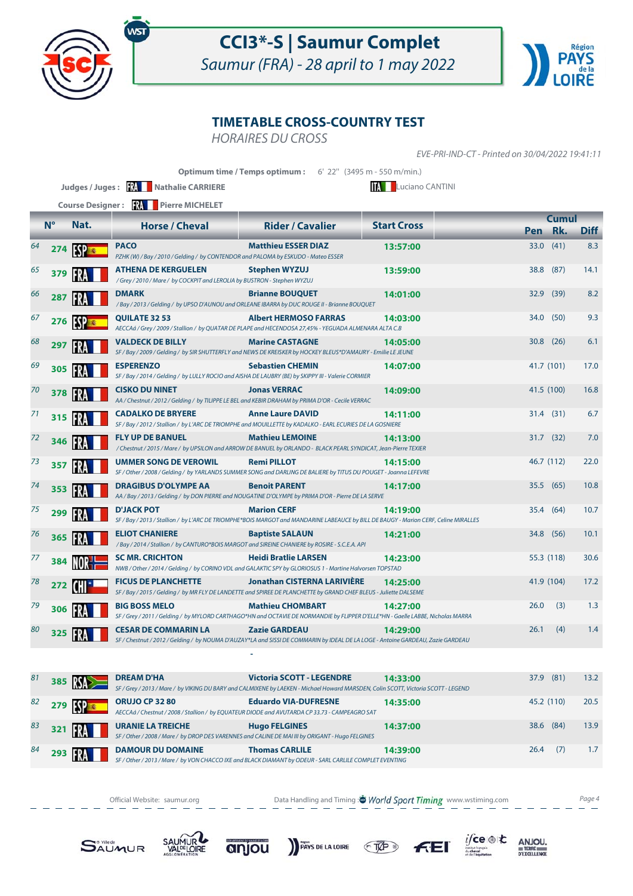# CCI3*-S | Saumur Complet

*Saumur (FRA) - 28 april to 1 may 2022*

## TIMETABLE CROSS-COUNTRY TEST

*HORAIRES DU CROSS*

*EVE-PRI-IND-CT - Printed on 30/04/2022 19:41:11*

**Optimum time / Temps optimum :** 6' 22'' (3495 m - 550 m/min.)

**Judges / Juges :** FRA **Nathalie CARRIERE** ITA Luciano CANTINI

**Course Designer :** FRA **Pierre MICHELET**

| | N° | Nat. | Horse / Cheval | Rider / Cavalier | Start Cross | Cumul Pen | Rk. | Diff |
|---|---|---|---|---|---|---|---|---|
| 64 | 274 | ESP | **PACO** PZHK (W) / Bay / 2010 / Gelding / by CONTENDOR and PALOMA by ESKUDO - Mateo ESSER | **Matthieu ESSER DIAZ** | 13:57:00 | 33.0 | (41) | 8.3 |
| 65 | 379 | FRA | **ATHENA DE KERGUELEN** / Grey / 2010 / Mare / by COCKPIT and LEROLIA by BUSTRON - Stephen WYZUJ | **Stephen WYZUJ** | 13:59:00 | 38.8 | (87) | 14.1 |
| 66 | 287 | FRA | **DMARK** / Bay / 2013 / Gelding / by UPSO D'AUNOU and ORLEANE IBARRA by DUC ROUGE II - Brianne BOUQUET | **Brianne BOUQUET** | 14:01:00 | 32.9 | (39) | 8.2 |
| 67 | 276 | ESP | **QUILATE 32 53** AECCAá / Grey / 2009 / Stallion / by QUATAR DE PLAPE and HECENDOSA 27,45% - YEGUADA ALMENARA ALTA C.B | **Albert HERMOSO FARRAS** | 14:03:00 | 34.0 | (50) | 9.3 |
| 68 | 297 | FRA | **VALDECK DE BILLY** SF / Bay / 2009 / Gelding / by SIR SHUTTERFLY and NEWS DE KREISKER by HOCKEY BLEUS*D'AMAURY - Emilie LE JEUNE | **Marine CASTAGNE** | 14:05:00 | 30.8 | (26) | 6.1 |
| 69 | 305 | FRA | **ESPERENZO** SF / Bay / 2014 / Gelding / by LULLY ROCIO and AISHA DE LAUBRY (BE) by SKIPPY III - Valerie CORMIER | **Sebastien CHEMIN** | 14:07:00 | 41.7 | (101) | 17.0 |
| 70 | 378 | FRA | **CISKO DU NINET** AA / Chestnut / 2012 / Gelding / by TILIPPE LE BEL and KEBIR DRAHAM by PRIMA D'OR - Cecile VERRAC | **Jonas VERRAC** | 14:09:00 | 41.5 | (100) | 16.8 |
| 71 | 315 | FRA | **CADALKO DE BRYERE** SF / Bay / 2012 / Stallion / by L'ARC DE TRIOMPHE and MOUILLETTE by KADALKO - EARL ECURIES DE LA GOSNIERE | **Anne Laure DAVID** | 14:11:00 | 31.4 | (31) | 6.7 |
| 72 | 346 | FRA | **FLY UP DE BANUEL** / Chestnut / 2015 / Mare / by UPSILON and ARROW DE BANUEL by ORLANDO - BLACK PEARL SYNDICAT, Jean-Pierre TEXIER | **Mathieu LEMOINE** | 14:13:00 | 31.7 | (32) | 7.0 |
| 73 | 357 | FRA | **UMMER SONG DE VEROWIL** SF / Other / 2008 / Gelding / by YARLANDS SUMMER SONG and DARLING DE BALIERE by TITUS DU POUGET - Joanna LEFEVRE | **Remi PILLOT** | 14:15:00 | 46.7 | (112) | 22.0 |
| 74 | 353 | FRA | **DRAGIBUS D'OLYMPE AA** AA / Bay / 2013 / Gelding / by DON PIERRE and NOUGATINE D'OLYMPE by PRIMA D'OR - Pierre DE LA SERVE | **Benoit PARENT** | 14:17:00 | 35.5 | (65) | 10.8 |
| 75 | 299 | FRA | **D'JACK POT** SF / Bay / 2013 / Stallion / by L'ARC DE TRIOMPHE*BOIS MARGOT and MANDARINE LABEAUCE by BILL DE BAUGY - Marion CERF, Celine MIRALLES | **Marion CERF** | 14:19:00 | 35.4 | (64) | 10.7 |
| 76 | 365 | FRA | **ELIOT CHANIERE** / Bay / 2014 / Stallion / by CANTURO*BOIS MARGOT and SIREINE CHANIERE by ROSIRE - S.C.E.A. API | **Baptiste SALAUN** | 14:21:00 | 34.8 | (56) | 10.1 |
| 77 | 384 | NOR | **SC MR. CRICHTON** NWB / Other / 2014 / Gelding / by CORINO VDL and GALAKTIC SPY by GLORIOSUS 1 - Martine Halvorsen TOPSTAD | **Heidi Bratlie LARSEN** | 14:23:00 | 55.3 | (118) | 30.6 |
| 78 | 272 | CHI | **FICUS DE PLANCHETTE** SF / Bay / 2015 / Gelding / by MR FLY DE LANDETTE and SPIREE DE PLANCHETTE by GRAND CHEF BLEUS - Juliette DALSEME | **Jonathan CISTERNA LARIVIÈRE** | 14:25:00 | 41.9 | (104) | 17.2 |
| 79 | 306 | FRA | **BIG BOSS MELO** SF / Grey / 2011 / Gelding / by MYLORD CARTHAGO*HN and OCTAVIE DE NORMANDIE by FLIPPER D'ELLE*HN - Gaelle LABBE, Nicholas MARRA | **Mathieu CHOMBART** | 14:27:00 | 26.0 | (3) | 1.3 |
| 80 | 325 | FRA | **CESAR DE COMMARIN LA** SF / Chestnut / 2012 / Gelding / by NOUMA D'AUZAY*LA and SISSI DE COMMARIN by IDEAL DE LA LOGE - Antoine GARDEAU, Zazie GARDEAU | **Zazie GARDEAU** | 14:29:00 | 26.1 | (4) | 1.4 |
| 81 | 385 | RSA | **DREAM D'HA** SF / Grey / 2013 / Mare / by VIKING DU BARY and CALMIXENE by LAEKEN - Michael Howard MARSDEN, Colin SCOTT, Victoria SCOTT - LEGEND | **Victoria SCOTT - LEGENDRE** | 14:33:00 | 37.9 | (81) | 13.2 |
| 82 | 279 | ESP | **ORUJO CP 32 80** AECCAá / Chestnut / 2008 / Stallion / by EQUATEUR DIODE and AVUTARDA CP 33.73 - CAMPEAGRO SAT | **Eduardo VIA-DUFRESNE** | 14:35:00 | 45.2 | (110) | 20.5 |
| 83 | 321 | FRA | **URANIE LA TREICHE** SF / Other / 2008 / Mare / by DROP DES VARENNES and CALINE DE MAI III by ORIGANT - Hugo FELGINES | **Hugo FELGINES** | 14:37:00 | 38.6 | (84) | 13.9 |
| 84 | 293 | FRA | **DAMOUR DU DOMAINE** SF / Other / 2013 / Mare / by VON CHACCO IXE and BLACK DIAMANT by ODEUR - SARL CARLILE COMPLET EVENTING | **Thomas CARLILE** | 14:39:00 | 26.4 | (7) | 1.7 |

Official Website: saumur.org — Data Handling and Timing : World Sport Timing www.wstiming.com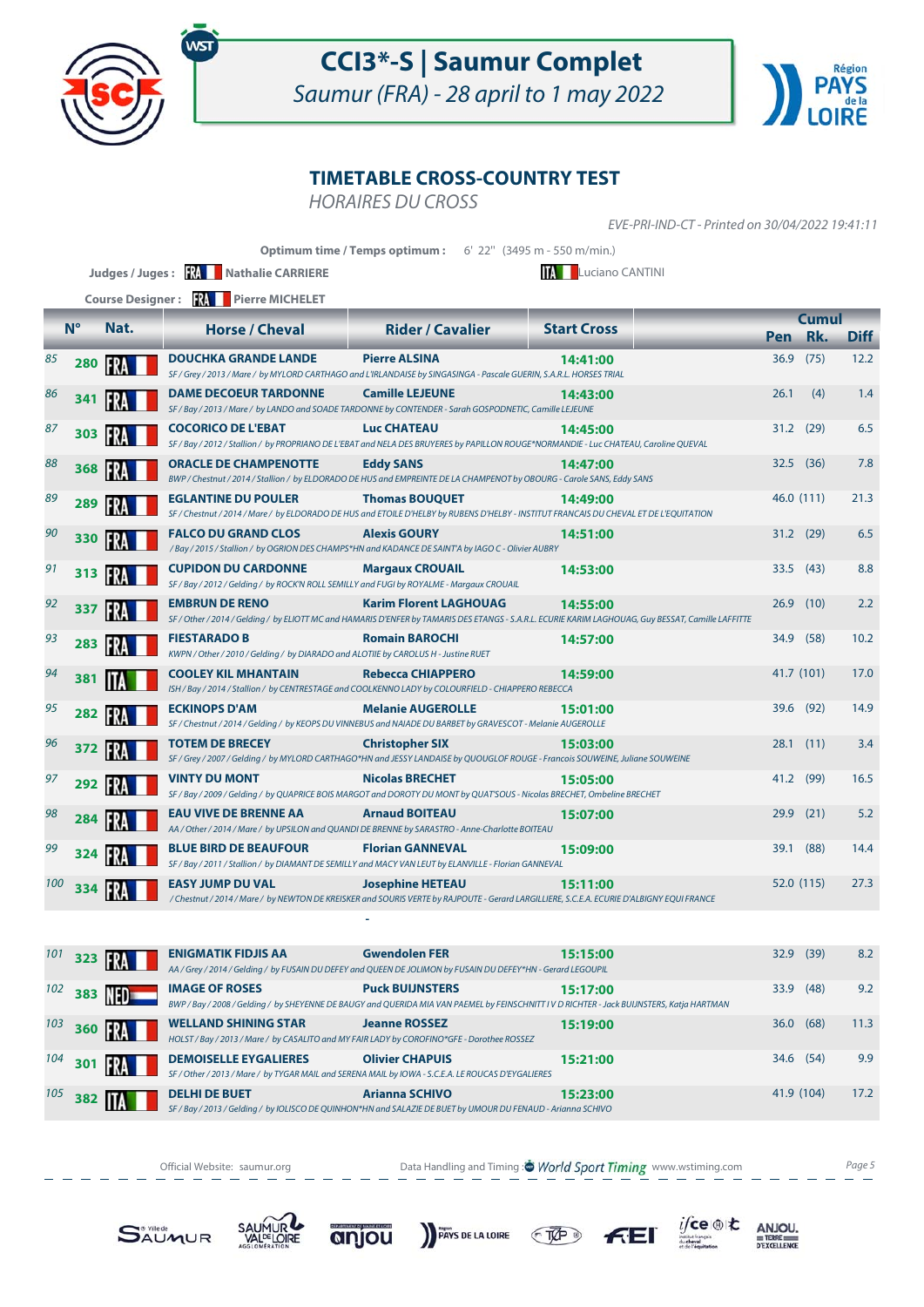# CCI3*-S | Saumur Complet

*Saumur (FRA) - 28 april to 1 may 2022*

## TIMETABLE CROSS-COUNTRY TEST

*HORAIRES DU CROSS*

*EVE-PRI-IND-CT - Printed on 30/04/2022 19:41:11*

**Optimum time / Temps optimum :** 6' 22'' (3495 m - 550 m/min.)

**Judges / Juges :** FRA Nathalie CARRIERE — ITA Luciano CANTINI

**Course Designer :** FRA Pierre MICHELET

| | N° | Nat. | Horse / Cheval | Rider / Cavalier | Start Cross | Cumul Pen | Cumul Rk. | Diff |
|---|---|---|---|---|---|---|---|---|
| 85 | 280 | FRA | **DOUCHKA GRANDE LANDE**<br>*SF / Grey / 2013 / Mare / by MYLORD CARTHAGO and L'IRLANDAISE by SINGASINGA - Pascale GUERIN, S.A.R.L. HORSES TRIAL* | **Pierre ALSINA** | 14:41:00 | 36.9 | (75) | 12.2 |
| 86 | 341 | FRA | **DAME DECOEUR TARDONNE**<br>*SF / Bay / 2013 / Mare / by LANDO and SOADE TARDONNE by CONTENDER - Sarah GOSPODNETIC, Camille LEJEUNE* | **Camille LEJEUNE** | 14:43:00 | 26.1 | (4) | 1.4 |
| 87 | 303 | FRA | **COCORICO DE L'EBAT**<br>*SF / Bay / 2012 / Stallion / by PROPRIANO DE L'EBAT and NELA DES BRUYERES by PAPILLON ROUGE*NORMANDIE - Luc CHATEAU, Caroline QUEVAL* | **Luc CHATEAU** | 14:45:00 | 31.2 | (29) | 6.5 |
| 88 | 368 | FRA | **ORACLE DE CHAMPENOTTE**<br>*BWP / Chestnut / 2014 / Stallion / by ELDORADO DE HUS and EMPREINTE DE LA CHAMPENOT by OBOURG - Carole SANS, Eddy SANS* | **Eddy SANS** | 14:47:00 | 32.5 | (36) | 7.8 |
| 89 | 289 | FRA | **EGLANTINE DU POULER**<br>*SF / Chestnut / 2014 / Mare / by ELDORADO DE HUS and ETOILE D'HELBY by RUBENS D'HELBY - INSTITUT FRANCAIS DU CHEVAL ET DE L'EQUITATION* | **Thomas BOUQUET** | 14:49:00 | 46.0 | (111) | 21.3 |
| 90 | 330 | FRA | **FALCO DU GRAND CLOS**<br>*/ Bay / 2015 / Stallion / by OGRION DES CHAMPS*HN and KADANCE DE SAINT'A by IAGO C - Olivier AUBRY* | **Alexis GOURY** | 14:51:00 | 31.2 | (29) | 6.5 |
| 91 | 313 | FRA | **CUPIDON DU CARDONNE**<br>*SF / Bay / 2012 / Gelding / by ROCK'N ROLL SEMILLY and FUGI by ROYALME - Margaux CROUAIL* | **Margaux CROUAIL** | 14:53:00 | 33.5 | (43) | 8.8 |
| 92 | 337 | FRA | **EMBRUN DE RENO**<br>*SF / Other / 2014 / Gelding / by ELIOTT MC and HAMARIS D'ENFER by TAMARIS DES ETANGS - S.A.R.L. ECURIE KARIM LAGHOUAG, Guy BESSAT, Camille LAFFITTE* | **Karim Florent LAGHOUAG** | 14:55:00 | 26.9 | (10) | 2.2 |
| 93 | 283 | FRA | **FIESTARADO B**<br>*KWPN / Other / 2010 / Gelding / by DIARADO and ALOTIIE by CAROLUS H - Justine RUET* | **Romain BAROCHI** | 14:57:00 | 34.9 | (58) | 10.2 |
| 94 | 381 | ITA | **COOLEY KIL MHANTAIN**<br>*ISH / Bay / 2014 / Stallion / by CENTRESTAGE and COOLKENNO LADY by COLOURFIELD - CHIAPPERO REBECCA* | **Rebecca CHIAPPERO** | 14:59:00 | 41.7 | (101) | 17.0 |
| 95 | 282 | FRA | **ECKINOPS D'AM**<br>*SF / Chestnut / 2014 / Gelding / by KEOPS DU VINNEBUS and NAIADE DU BARBET by GRAVESCOT - Melanie AUGEROLLE* | **Melanie AUGEROLLE** | 15:01:00 | 39.6 | (92) | 14.9 |
| 96 | 372 | FRA | **TOTEM DE BRECEY**<br>*SF / Grey / 2007 / Gelding / by MYLORD CARTHAGO*HN and JESSY LANDAISE by QUOUGLOF ROUGE - Francois SOUWEINE, Juliane SOUWEINE* | **Christopher SIX** | 15:03:00 | 28.1 | (11) | 3.4 |
| 97 | 292 | FRA | **VINTY DU MONT**<br>*SF / Bay / 2009 / Gelding / by QUAPRICE BOIS MARGOT and DOROTY DU MONT by QUAT'SOUS - Nicolas BRECHET, Ombeline BRECHET* | **Nicolas BRECHET** | 15:05:00 | 41.2 | (99) | 16.5 |
| 98 | 284 | FRA | **EAU VIVE DE BRENNE AA**<br>*AA / Other / 2014 / Mare / by UPSILON and QUANDI DE BRENNE by SARASTRO - Anne-Charlotte BOITEAU* | **Arnaud BOITEAU** | 15:07:00 | 29.9 | (21) | 5.2 |
| 99 | 324 | FRA | **BLUE BIRD DE BEAUFOUR**<br>*SF / Bay / 2011 / Stallion / by DIAMANT DE SEMILLY and MACY VAN LEUT by ELANVILLE - Florian GANNEVAL* | **Florian GANNEVAL** | 15:09:00 | 39.1 | (88) | 14.4 |
| 100 | 334 | FRA | **EASY JUMP DU VAL**<br>*/ Chestnut / 2014 / Mare / by NEWTON DE KREISKER and SOURIS VERTE by RAJPOUTE - Gerard LARGILLIERE, S.C.E.A. ECURIE D'ALBIGNY EQUI FRANCE* | **Josephine HETEAU** | 15:11:00 | 52.0 | (115) | 27.3 |
| | | | - | | | | | |
| 101 | 323 | FRA | **ENIGMATIK FIDJIS AA**<br>*AA / Grey / 2014 / Gelding / by FUSAIN DU DEFFY and QUEEN DE JOLIMON by FUSAIN DU DEFEY*HN - Gerard LEGOUPIL* | **Gwendolen FER** | 15:15:00 | 32.9 | (39) | 8.2 |
| 102 | 383 | NED | **IMAGE OF ROSES**<br>*BWP / Bay / 2008 / Gelding / by SHEYENNE DE BAUGY and QUERIDA MIA VAN PAEMEL by FEINSCHNITT I V D RICHTER - Jack BUIJNSTERS, Katja HARTMAN* | **Puck BUIJNSTERS** | 15:17:00 | 33.9 | (48) | 9.2 |
| 103 | 360 | FRA | **WELLAND SHINING STAR**<br>*HOLST / Bay / 2013 / Mare / by CASALITO and MY FAIR LADY by COROFINO*GFE - Dorothee ROSSEZ* | **Jeanne ROSSEZ** | 15:19:00 | 36.0 | (68) | 11.3 |
| 104 | 301 | FRA | **DEMOISELLE EYGALIERES**<br>*SF / Other / 2013 / Mare / by TYGAR MAIL and SERENA MAIL by IOWA - S.C.E.A. LE ROUCAS D'EYGALIERES* | **Olivier CHAPUIS** | 15:21:00 | 34.6 | (54) | 9.9 |
| 105 | 382 | ITA | **DELHI DE BUET**<br>*SF / Bay / 2013 / Gelding / by IOLISCO DE QUINHON*HN and SALAZIE DE BUET by UMOUR DU FENAUD - Arianna SCHIVO* | **Arianna SCHIVO** | 15:23:00 | 41.9 | (104) | 17.2 |

Official Website: saumur.org — Data Handling and Timing : World Sport Timing www.wstiming.com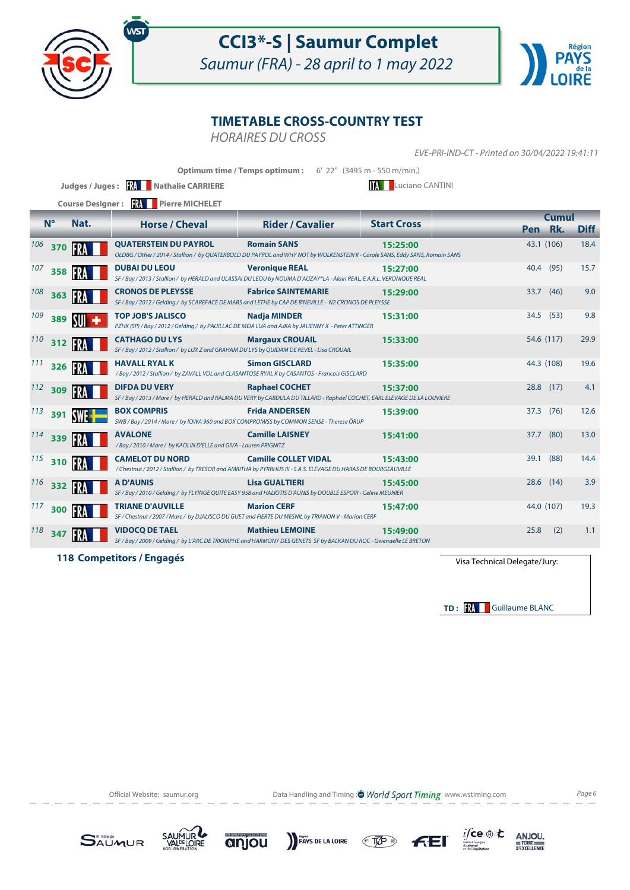# CCI3*-S | Saumur Complet

*Saumur (FRA) - 28 april to 1 may 2022*

## TIMETABLE CROSS-COUNTRY TEST

*HORAIRES DU CROSS*

*EVE-PRI-IND-CT - Printed on 30/04/2022 19:41:11*

**Optimum time / Temps optimum :** 6' 22'' (3495 m - 550 m/min.)

**Judges / Juges :** FRA Nathalie CARRIERE — ITA Luciano CANTINI

**Course Designer :** FRA Pierre MICHELET

| | N° | Nat. | Horse / Cheval | Rider / Cavalier | Start Cross | Cumul Pen | Rk. | Diff |
|---|---|---|---|---|---|---|---|---|
| 106 | 370 | FRA | **QUATERSTEIN DU PAYROL**<br>OLDBG / Other / 2014 / Stallion / by QUATERBOLD DU PAYROL and WHY NOT by WOLKENSTEIN II - Carole SANS, Eddy SANS, Romain SANS | **Romain SANS** | 15:25:00 | 43.1 | (106) | 18.4 |
| 107 | 358 | FRA | **DUBAI DU LEOU**<br>SF / Bay / 2013 / Stallion / by HERALD and ULASSAI DU LEOU by NOUMA D'AUZAY*LA - Alain REAL, E.A.R.L. VERONIQUE REAL | **Veronique REAL** | 15:27:00 | 40.4 | (95) | 15.7 |
| 108 | 363 | FRA | **CRONOS DE PLEYSSE**<br>SF / Bay / 2012 / Gelding / by SCAREFACE DE MARS and LETHE by CAP DE B'NEVILLE - N2 CRONOS DE PLEYSSE | **Fabrice SAINTEMARIE** | 15:29:00 | 33.7 | (46) | 9.0 |
| 109 | 389 | SUI | **TOP JOB'S JALISCO**<br>PZHK (SP) / Bay / 2012 / Gelding / by PAUILLAC DE MEIA LUA and AJKA by JALIENNY X - Peter ATTINGER | **Nadja MINDER** | 15:31:00 | 34.5 | (53) | 9.8 |
| 110 | 312 | FRA | **CATHAGO DU LYS**<br>SF / Bay / 2012 / Stallion / by LUX Z and GRAHAM DU LYS by QUIDAM DE REVEL - Lisa CROUAIL | **Margaux CROUAIL** | 15:33:00 | 54.6 | (117) | 29.9 |
| 111 | 326 | FRA | **HAVALL RYAL K**<br>/ Bay / 2012 / Stallion / by ZAVALL VDL and CLASANTOSE RYAL K by CASANTOS - Francois GISCLARD | **Simon GISCLARD** | 15:35:00 | 44.3 | (108) | 19.6 |
| 112 | 309 | FRA | **DIFDA DU VERY**<br>SF / Bay / 2013 / Mare / by HERALD and RALMA DU VERY by CABDULA DU TILLARD - Raphael COCHET, EARL ELEVAGE DE LA LOUVIERE | **Raphael COCHET** | 15:37:00 | 28.8 | (17) | 4.1 |
| 113 | 391 | SWE | **BOX COMPRIS**<br>SWB / Bay / 2014 / Mare / by IOWA 960 and BOX COMPROMISS by COMMON SENSE - Therese ÖRUP | **Frida ANDERSEN** | 15:39:00 | 37.3 | (76) | 12.6 |
| 114 | 339 | FRA | **AVALONE**<br>/ Bay / 2010 / Mare / by KAOLIN D'ELLE and GIVA - Lauren PRIGNITZ | **Camille LAISNEY** | 15:41:00 | 37.7 | (80) | 13.0 |
| 115 | 310 | FRA | **CAMELOT DU NORD**<br>/ Chestnut / 2012 / Stallion / by TRESOR and AMRITHA by PYRRHUS III - S.A.S. ELEVAGE DU HARAS DE BOURGEAUVILLE | **Camille COLLET VIDAL** | 15:43:00 | 39.1 | (88) | 14.4 |
| 116 | 332 | FRA | **A D'AUNIS**<br>SF / Bay / 2010 / Gelding / by FLYINGE QUITE EASY 958 and HALIOTIS D'AUNIS by DOUBLE ESPOIR - Celine MEUNIER | **Lisa GUALTIERI** | 15:45:00 | 28.6 | (14) | 3.9 |
| 117 | 300 | FRA | **TRIANE D'AUVILLE**<br>SF / Chestnut / 2007 / Mare / by DJALISCO DU GUET and FIERTE DU MESNIL by TRIANON V - Marion CERF | **Marion CERF** | 15:47:00 | 44.0 | (107) | 19.3 |
| 118 | 347 | FRA | **VIDOCQ DE TAEL**<br>SF / Bay / 2009 / Gelding / by L'ARC DE TRIOMPHE and HARMONY DES GENETS SF by BALKAN DU ROC - Gwenaelle LE BRETON | **Mathieu LEMOINE** | 15:49:00 | 25.8 | (2) | 1.1 |

**118 Competitors / Engagés**

Visa Technical Delegate/Jury:

**TD :** FRA Guillaume BLANC

Official Website: saumur.org — Data Handling and Timing : World Sport Timing www.wstiming.com